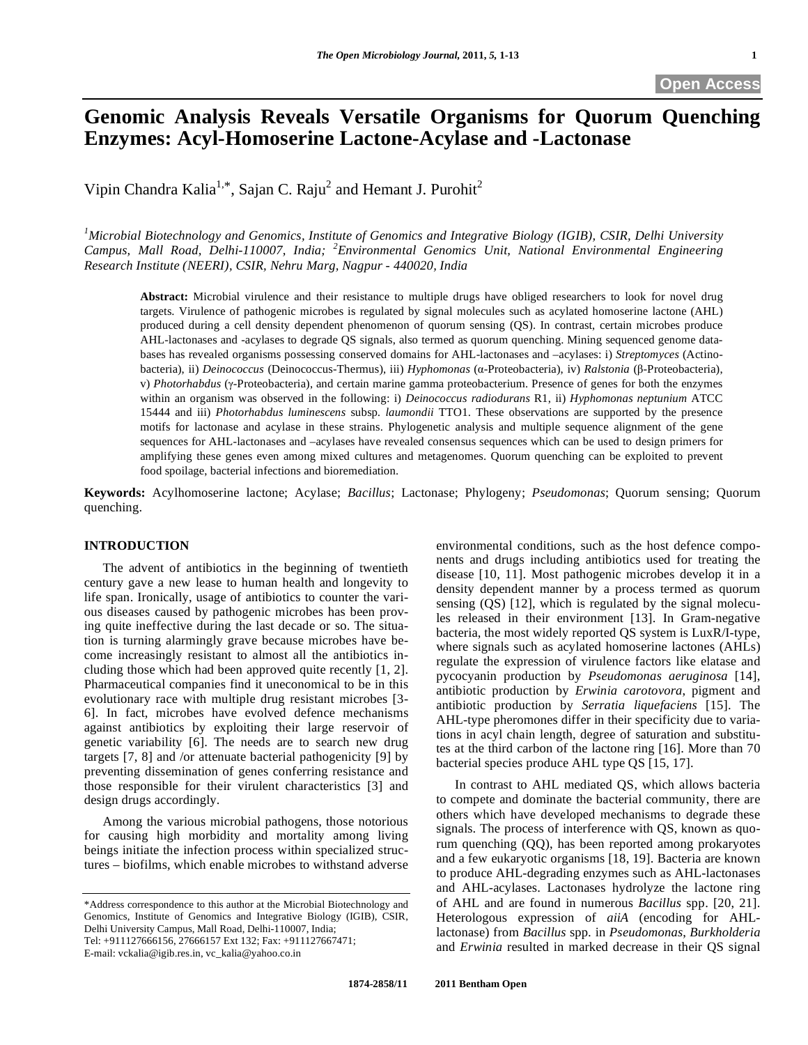# Genomic Analysis Reveals Versatile Organisms for Quorum Quenching Enzymes: Acyl-Homoserine Lactone-Acylase and -Lactonase

Vipin Chandra Kalia[1,*], Sajan C. Raju[2] and Hemant J. Purohit[2]

[1]*Microbial Biotechnology and Genomics, Institute of Genomics and Integrative Biology (IGIB), CSIR, Delhi University Campus, Mall Road, Delhi-110007, India;* [2]*Environmental Genomics Unit, National Environmental Engineering Research Institute (NEERI), CSIR, Nehru Marg, Nagpur - 440020, India*

**Abstract:** Microbial virulence and their resistance to multiple drugs have obliged researchers to look for novel drug targets. Virulence of pathogenic microbes is regulated by signal molecules such as acylated homoserine lactone (AHL) produced during a cell density dependent phenomenon of quorum sensing (QS). In contrast, certain microbes produce AHL-lactonases and -acylases to degrade QS signals, also termed as quorum quenching. Mining sequenced genome databases has revealed organisms possessing conserved domains for AHL-lactonases and –acylases: i) *Streptomyces* (Actinobacteria), ii) *Deinococcus* (Deinococcus-Thermus), iii) *Hyphomonas* (α-Proteobacteria), iv) *Ralstonia* (β-Proteobacteria), v) *Photorhabdus* (γ-Proteobacteria), and certain marine gamma proteobacterium. Presence of genes for both the enzymes within an organism was observed in the following: i) *Deinococcus radiodurans* R1, ii) *Hyphomonas neptunium* ATCC 15444 and iii) *Photorhabdus luminescens* subsp. *laumondii* TTO1. These observations are supported by the presence motifs for lactonase and acylase in these strains. Phylogenetic analysis and multiple sequence alignment of the gene sequences for AHL-lactonases and –acylases have revealed consensus sequences which can be used to design primers for amplifying these genes even among mixed cultures and metagenomes. Quorum quenching can be exploited to prevent food spoilage, bacterial infections and bioremediation.

**Keywords:** Acylhomoserine lactone; Acylase; *Bacillus*; Lactonase; Phylogeny; *Pseudomonas*; Quorum sensing; Quorum quenching.

## INTRODUCTION

The advent of antibiotics in the beginning of twentieth century gave a new lease to human health and longevity to life span. Ironically, usage of antibiotics to counter the various diseases caused by pathogenic microbes has been proving quite ineffective during the last decade or so. The situation is turning alarmingly grave because microbes have become increasingly resistant to almost all the antibiotics including those which had been approved quite recently [1, 2]. Pharmaceutical companies find it uneconomical to be in this evolutionary race with multiple drug resistant microbes [3-6]. In fact, microbes have evolved defence mechanisms against antibiotics by exploiting their large reservoir of genetic variability [6]. The needs are to search new drug targets [7, 8] and /or attenuate bacterial pathogenicity [9] by preventing dissemination of genes conferring resistance and those responsible for their virulent characteristics [3] and design drugs accordingly.

Among the various microbial pathogens, those notorious for causing high morbidity and mortality among living beings initiate the infection process within specialized structures – biofilms, which enable microbes to withstand adverse environmental conditions, such as the host defence components and drugs including antibiotics used for treating the disease [10, 11]. Most pathogenic microbes develop it in a density dependent manner by a process termed as quorum sensing (QS) [12], which is regulated by the signal molecules released in their environment [13]. In Gram-negative bacteria, the most widely reported QS system is LuxR/I-type, where signals such as acylated homoserine lactones (AHLs) regulate the expression of virulence factors like elatase and pycocyanin production by *Pseudomonas aeruginosa* [14], antibiotic production by *Erwinia carotovora*, pigment and antibiotic production by *Serratia liquefaciens* [15]. The AHL-type pheromones differ in their specificity due to variations in acyl chain length, degree of saturation and substitutes at the third carbon of the lactone ring [16]. More than 70 bacterial species produce AHL type QS [15, 17].

In contrast to AHL mediated QS, which allows bacteria to compete and dominate the bacterial community, there are others which have developed mechanisms to degrade these signals. The process of interference with QS, known as quorum quenching (QQ), has been reported among prokaryotes and a few eukaryotic organisms [18, 19]. Bacteria are known to produce AHL-degrading enzymes such as AHL-lactonases and AHL-acylases. Lactonases hydrolyze the lactone ring of AHL and are found in numerous *Bacillus* spp. [20, 21]. Heterologous expression of *aiiA* (encoding for AHL-lactonase) from *Bacillus* spp. in *Pseudomonas*, *Burkholderia* and *Erwinia* resulted in marked decrease in their QS signal

\*Address correspondence to this author at the Microbial Biotechnology and Genomics, Institute of Genomics and Integrative Biology (IGIB), CSIR, Delhi University Campus, Mall Road, Delhi-110007, India;
Tel: +911127666156, 27666157 Ext 132; Fax: +911127667471;
E-mail: vckalia@igib.res.in, vc_kalia@yahoo.co.in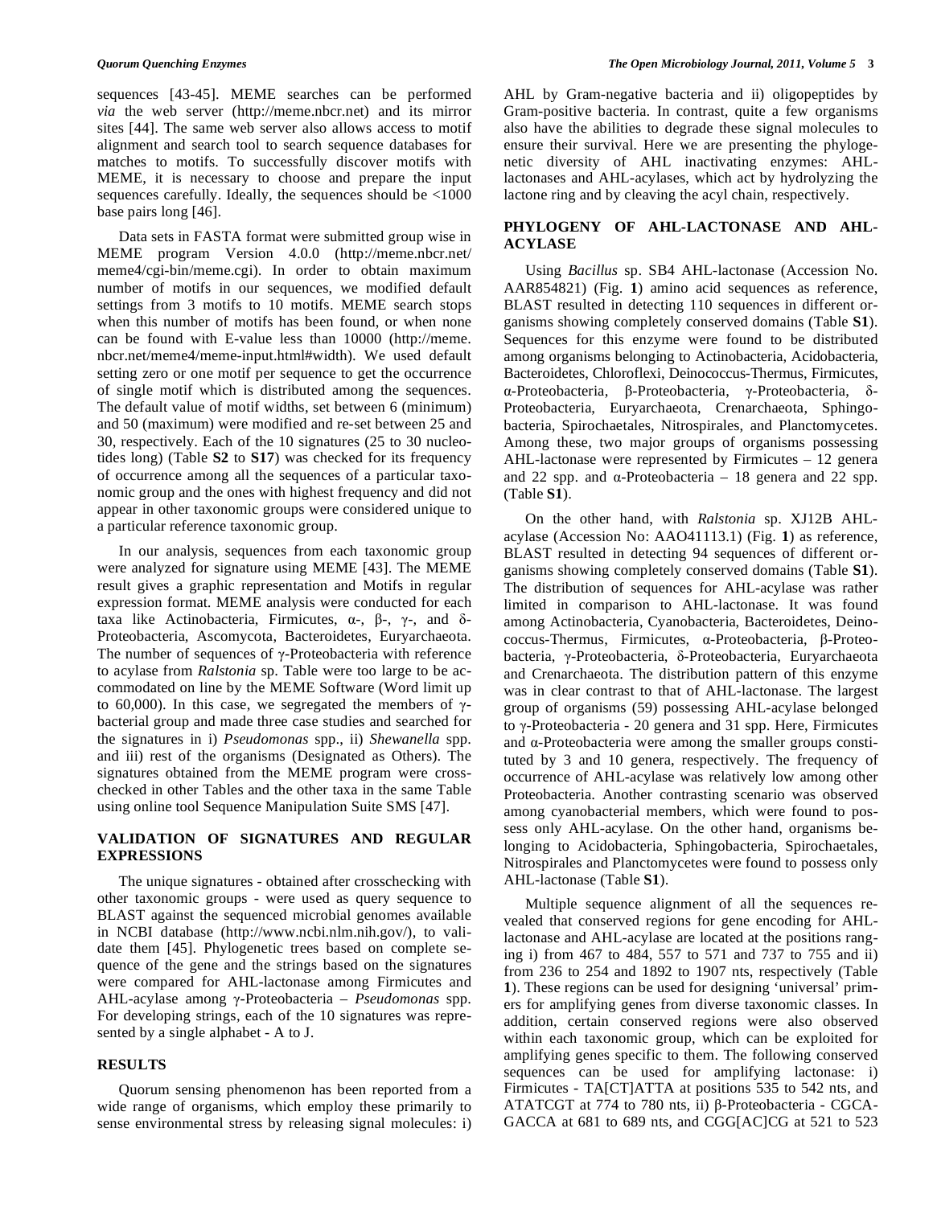sequences [43-45]. MEME searches can be performed *via* the web server (http://meme.nbcr.net) and its mirror sites [44]. The same web server also allows access to motif alignment and search tool to search sequence databases for matches to motifs. To successfully discover motifs with MEME, it is necessary to choose and prepare the input sequences carefully. Ideally, the sequences should be <1000 base pairs long [46].

Data sets in FASTA format were submitted group wise in MEME program Version 4.0.0 (http://meme.nbcr.net/meme4/cgi-bin/meme.cgi). In order to obtain maximum number of motifs in our sequences, we modified default settings from 3 motifs to 10 motifs. MEME search stops when this number of motifs has been found, or when none can be found with E-value less than 10000 (http://meme.nbcr.net/meme4/meme-input.html#width). We used default setting zero or one motif per sequence to get the occurrence of single motif which is distributed among the sequences. The default value of motif widths, set between 6 (minimum) and 50 (maximum) were modified and re-set between 25 and 30, respectively. Each of the 10 signatures (25 to 30 nucleotides long) (Table **S2** to **S17**) was checked for its frequency of occurrence among all the sequences of a particular taxonomic group and the ones with highest frequency and did not appear in other taxonomic groups were considered unique to a particular reference taxonomic group.

In our analysis, sequences from each taxonomic group were analyzed for signature using MEME [43]. The MEME result gives a graphic representation and Motifs in regular expression format. MEME analysis were conducted for each taxa like Actinobacteria, Firmicutes, α-, β-, γ-, and δ-Proteobacteria, Ascomycota, Bacteroidetes, Euryarchaeota. The number of sequences of γ-Proteobacteria with reference to acylase from *Ralstonia* sp. Table were too large to be accommodated on line by the MEME Software (Word limit up to 60,000). In this case, we segregated the members of γ-bacterial group and made three case studies and searched for the signatures in i) *Pseudomonas* spp., ii) *Shewanella* spp. and iii) rest of the organisms (Designated as Others). The signatures obtained from the MEME program were cross-checked in other Tables and the other taxa in the same Table using online tool Sequence Manipulation Suite SMS [47].

## VALIDATION OF SIGNATURES AND REGULAR EXPRESSIONS

The unique signatures - obtained after crosschecking with other taxonomic groups - were used as query sequence to BLAST against the sequenced microbial genomes available in NCBI database (http://www.ncbi.nlm.nih.gov/), to validate them [45]. Phylogenetic trees based on complete sequence of the gene and the strings based on the signatures were compared for AHL-lactonase among Firmicutes and AHL-acylase among γ-Proteobacteria – *Pseudomonas* spp. For developing strings, each of the 10 signatures was represented by a single alphabet - A to J.

## RESULTS

Quorum sensing phenomenon has been reported from a wide range of organisms, which employ these primarily to sense environmental stress by releasing signal molecules: i) AHL by Gram-negative bacteria and ii) oligopeptides by Gram-positive bacteria. In contrast, quite a few organisms also have the abilities to degrade these signal molecules to ensure their survival. Here we are presenting the phylogenetic diversity of AHL inactivating enzymes: AHL-lactonases and AHL-acylases, which act by hydrolyzing the lactone ring and by cleaving the acyl chain, respectively.

## PHYLOGENY OF AHL-LACTONASE AND AHL-ACYLASE

Using *Bacillus* sp. SB4 AHL-lactonase (Accession No. AAR854821) (Fig. **1**) amino acid sequences as reference, BLAST resulted in detecting 110 sequences in different organisms showing completely conserved domains (Table **S1**). Sequences for this enzyme were found to be distributed among organisms belonging to Actinobacteria, Acidobacteria, Bacteroidetes, Chloroflexi, Deinococcus-Thermus, Firmicutes, α-Proteobacteria, β-Proteobacteria, γ-Proteobacteria, δ-Proteobacteria, Euryarchaeota, Crenarchaeota, Sphingobacteria, Spirochaetales, Nitrospirales, and Planctomycetes. Among these, two major groups of organisms possessing AHL-lactonase were represented by Firmicutes – 12 genera and 22 spp. and α-Proteobacteria – 18 genera and 22 spp. (Table **S1**).

On the other hand, with *Ralstonia* sp. XJ12B AHL-acylase (Accession No: AAO41113.1) (Fig. **1**) as reference, BLAST resulted in detecting 94 sequences of different organisms showing completely conserved domains (Table **S1**). The distribution of sequences for AHL-acylase was rather limited in comparison to AHL-lactonase. It was found among Actinobacteria, Cyanobacteria, Bacteroidetes, Deinococcus-Thermus, Firmicutes, α-Proteobacteria, β-Proteobacteria, γ-Proteobacteria, δ-Proteobacteria, Euryarchaeota and Crenarchaeota. The distribution pattern of this enzyme was in clear contrast to that of AHL-lactonase. The largest group of organisms (59) possessing AHL-acylase belonged to γ-Proteobacteria - 20 genera and 31 spp. Here, Firmicutes and α-Proteobacteria were among the smaller groups constituted by 3 and 10 genera, respectively. The frequency of occurrence of AHL-acylase was relatively low among other Proteobacteria. Another contrasting scenario was observed among cyanobacterial members, which were found to possess only AHL-acylase. On the other hand, organisms belonging to Acidobacteria, Sphingobacteria, Spirochaetales, Nitrospirales and Planctomycetes were found to possess only AHL-lactonase (Table **S1**).

Multiple sequence alignment of all the sequences revealed that conserved regions for gene encoding for AHL-lactonase and AHL-acylase are located at the positions ranging i) from 467 to 484, 557 to 571 and 737 to 755 and ii) from 236 to 254 and 1892 to 1907 nts, respectively (Table **1**). These regions can be used for designing 'universal' primers for amplifying genes from diverse taxonomic classes. In addition, certain conserved regions were also observed within each taxonomic group, which can be exploited for amplifying genes specific to them. The following conserved sequences can be used for amplifying lactonase: i) Firmicutes - TA[CT]ATTA at positions 535 to 542 nts, and ATATCGT at 774 to 780 nts, ii) β-Proteobacteria - CGCA-GACCA at 681 to 689 nts, and CGG[AC]CG at 521 to 523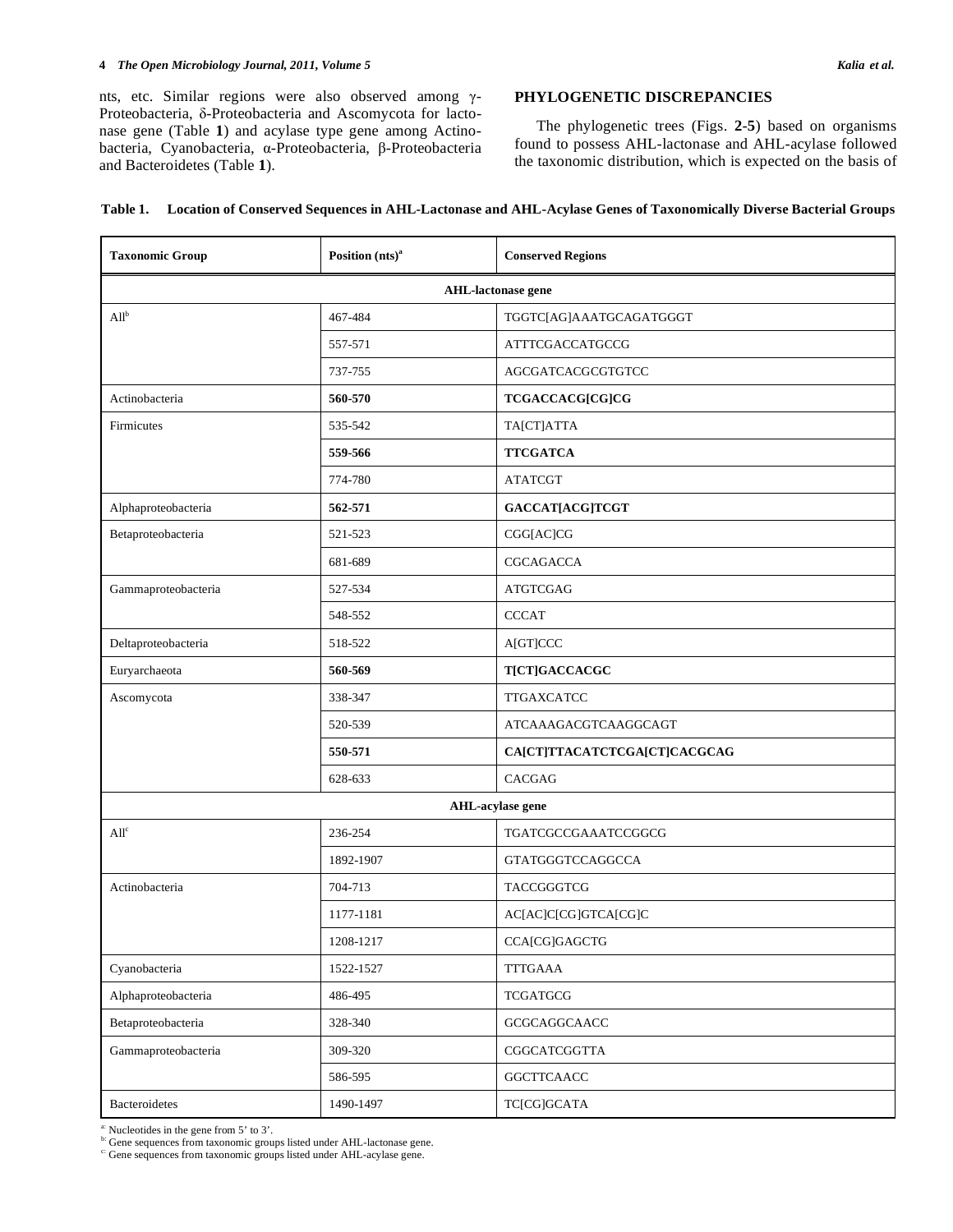nts, etc. Similar regions were also observed among γ-Proteobacteria, δ-Proteobacteria and Ascomycota for lactonase gene (Table **1**) and acylase type gene among Actinobacteria, Cyanobacteria, α-Proteobacteria, β-Proteobacteria and Bacteroidetes (Table **1**).

## PHYLOGENETIC DISCREPANCIES

The phylogenetic trees (Figs. **2**-**5**) based on organisms found to possess AHL-lactonase and AHL-acylase followed the taxonomic distribution, which is expected on the basis of

**Table 1. Location of Conserved Sequences in AHL-Lactonase and AHL-Acylase Genes of Taxonomically Diverse Bacterial Groups**

| Taxonomic Group | Position (nts)[a] | Conserved Regions |
|---|---|---|
| **AHL-lactonase gene** | | |
| All[b] | 467-484 | TGGTC[AG]AAATGCAGATGGGT |
| | 557-571 | ATTTCGACCATGCCG |
| | 737-755 | AGCGATCACGCGTGTCC |
| Actinobacteria | **560-570** | **TCGACCACG[CG]CG** |
| Firmicutes | 535-542 | TA[CT]ATTA |
| | **559-566** | **TTCGATCA** |
| | 774-780 | ATATCGT |
| Alphaproteobacteria | **562-571** | **GACCAT[ACG]TCGT** |
| Betaproteobacteria | 521-523 | CGG[AC]CG |
| | 681-689 | CGCAGACCA |
| Gammaproteobacteria | 527-534 | ATGTCGAG |
| | 548-552 | CCCAT |
| Deltaproteobacteria | 518-522 | A[GT]CCC |
| Euryarchaeota | **560-569** | **T[CT]GACCACGC** |
| Ascomycota | 338-347 | TTGAXCATCC |
| | 520-539 | ATCAAAGACGTCAAGGCAGT |
| | **550-571** | **CA[CT]TTACATCTCGA[CT]CACGCAG** |
| | 628-633 | CACGAG |
| **AHL-acylase gene** | | |
| All[c] | 236-254 | TGATCGCCGAAATCCGGCG |
| | 1892-1907 | GTATGGGTCCAGGCCA |
| Actinobacteria | 704-713 | TACCGGGTCG |
| | 1177-1181 | AC[AC]C[CG]GTCA[CG]C |
| | 1208-1217 | CCA[CG]GAGCTG |
| Cyanobacteria | 1522-1527 | TTTGAAA |
| Alphaproteobacteria | 486-495 | TCGATGCG |
| Betaproteobacteria | 328-340 | GCGCAGGCAACC |
| Gammaproteobacteria | 309-320 | CGGCATCGGTTA |
| | 586-595 | GGCTTCAACC |
| Bacteroidetes | 1490-1497 | TC[CG]GCATA |

[a]: Nucleotides in the gene from 5' to 3'.
[b]: Gene sequences from taxonomic groups listed under AHL-lactonase gene.
[c]: Gene sequences from taxonomic groups listed under AHL-acylase gene.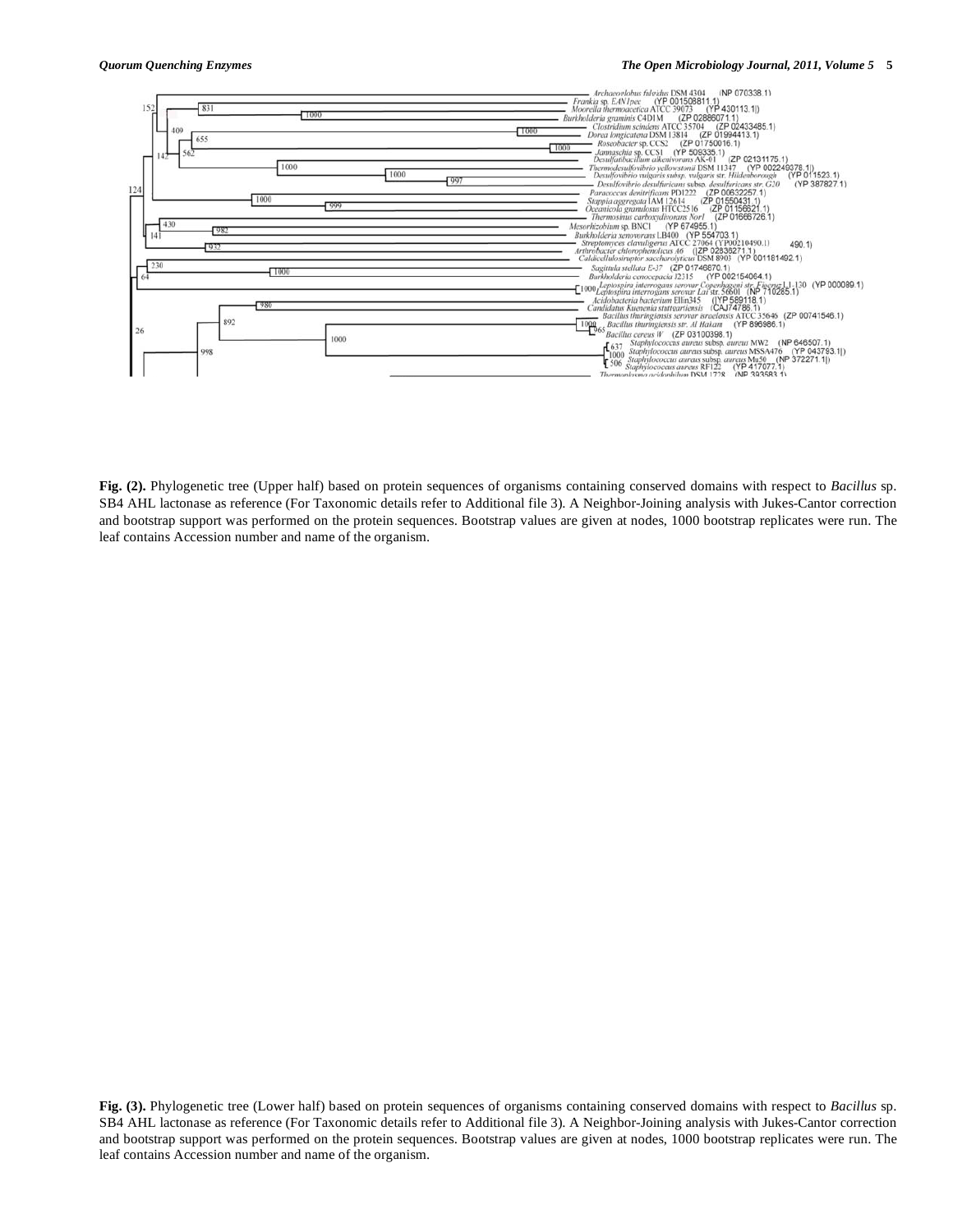**Fig. (2).** Phylogenetic tree (Upper half) based on protein sequences of organisms containing conserved domains with respect to *Bacillus* sp. SB4 AHL lactonase as reference (For Taxonomic details refer to Additional file 3). A Neighbor-Joining analysis with Jukes-Cantor correction and bootstrap support was performed on the protein sequences. Bootstrap values are given at nodes, 1000 bootstrap replicates were run. The leaf contains Accession number and name of the organism.

**Fig. (3).** Phylogenetic tree (Lower half) based on protein sequences of organisms containing conserved domains with respect to *Bacillus* sp. SB4 AHL lactonase as reference (For Taxonomic details refer to Additional file 3). A Neighbor-Joining analysis with Jukes-Cantor correction and bootstrap support was performed on the protein sequences. Bootstrap values are given at nodes, 1000 bootstrap replicates were run. The leaf contains Accession number and name of the organism.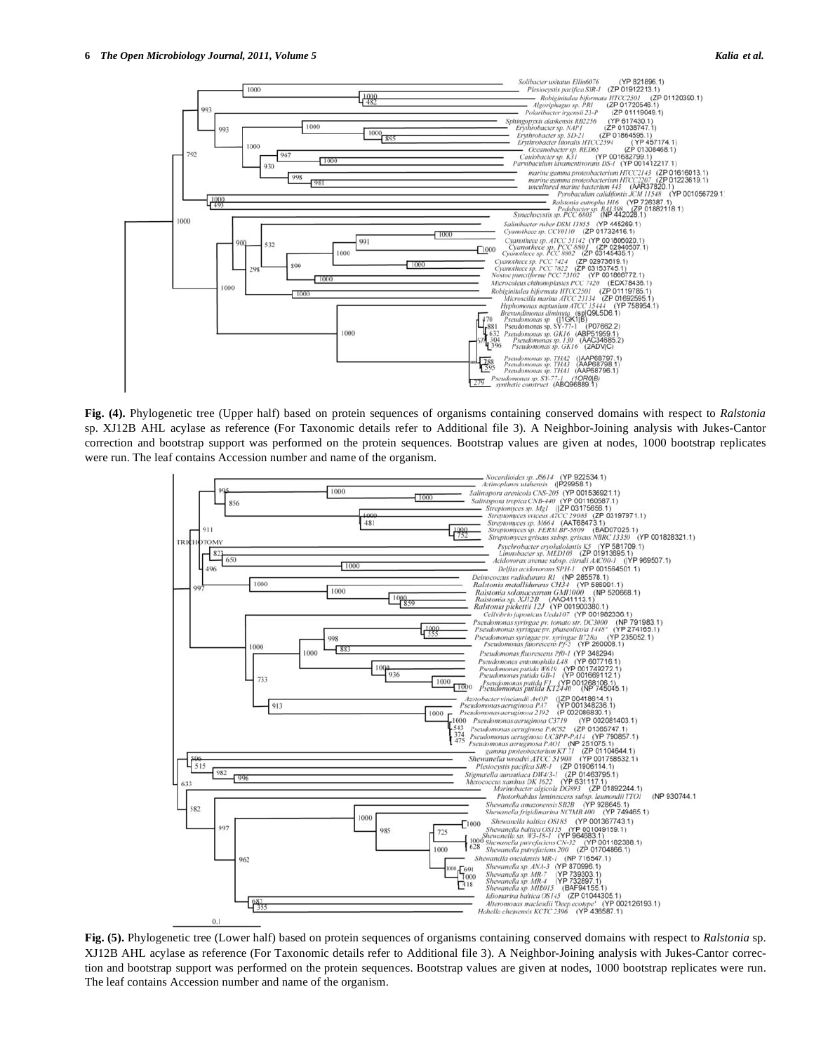**Fig. (4).** Phylogenetic tree (Upper half) based on protein sequences of organisms containing conserved domains with respect to *Ralstonia* sp. XJ12B AHL acylase as reference (For Taxonomic details refer to Additional file 3). A Neighbor-Joining analysis with Jukes-Cantor correction and bootstrap support was performed on the protein sequences. Bootstrap values are given at nodes, 1000 bootstrap replicates were run. The leaf contains Accession number and name of the organism.

**Fig. (5).** Phylogenetic tree (Lower half) based on protein sequences of organisms containing conserved domains with respect to *Ralstonia* sp. XJ12B AHL acylase as reference (For Taxonomic details refer to Additional file 3). A Neighbor-Joining analysis with Jukes-Cantor correction and bootstrap support was performed on the protein sequences. Bootstrap values are given at nodes, 1000 bootstrap replicates were run. The leaf contains Accession number and name of the organism.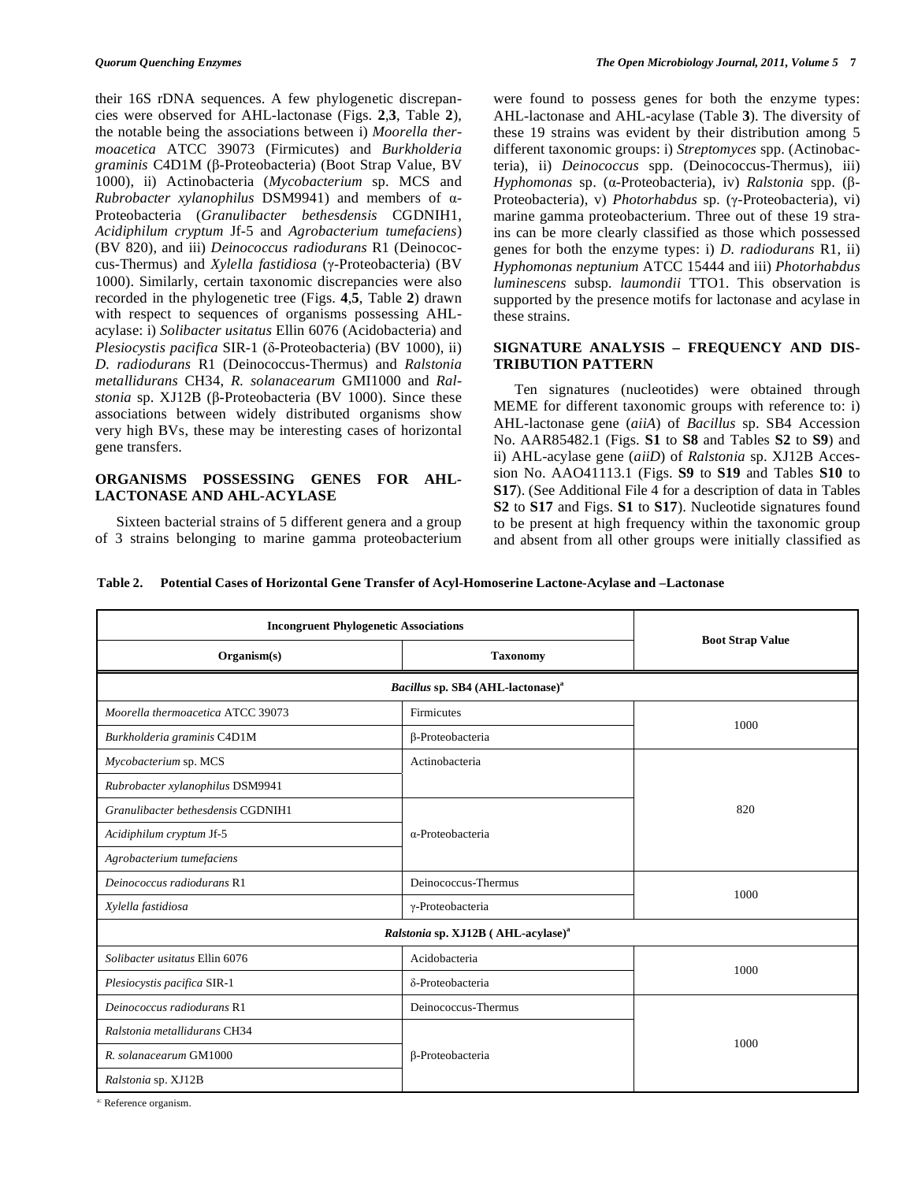their 16S rDNA sequences. A few phylogenetic discrepancies were observed for AHL-lactonase (Figs. **2**,**3**, Table **2**), the notable being the associations between i) *Moorella thermoacetica* ATCC 39073 (Firmicutes) and *Burkholderia graminis* C4D1M (β-Proteobacteria) (Boot Strap Value, BV 1000), ii) Actinobacteria (*Mycobacterium* sp. MCS and *Rubrobacter xylanophilus* DSM9941) and members of α-Proteobacteria (*Granulibacter bethesdensis* CGDNIH1, *Acidiphilum cryptum* Jf-5 and *Agrobacterium tumefaciens*) (BV 820), and iii) *Deinococcus radiodurans* R1 (Deinococcus-Thermus) and *Xylella fastidiosa* (γ-Proteobacteria) (BV 1000). Similarly, certain taxonomic discrepancies were also recorded in the phylogenetic tree (Figs. **4**,**5**, Table **2**) drawn with respect to sequences of organisms possessing AHL-acylase: i) *Solibacter usitatus* Ellin 6076 (Acidobacteria) and *Plesiocystis pacifica* SIR-1 (δ-Proteobacteria) (BV 1000), ii) *D. radiodurans* R1 (Deinococcus-Thermus) and *Ralstonia metallidurans* CH34, *R. solanacearum* GMI1000 and *Ralstonia* sp. XJ12B (β-Proteobacteria (BV 1000). Since these associations between widely distributed organisms show very high BVs, these may be interesting cases of horizontal gene transfers.

## ORGANISMS POSSESSING GENES FOR AHL-LACTONASE AND AHL-ACYLASE

Sixteen bacterial strains of 5 different genera and a group of 3 strains belonging to marine gamma proteobacterium were found to possess genes for both the enzyme types: AHL-lactonase and AHL-acylase (Table **3**). The diversity of these 19 strains was evident by their distribution among 5 different taxonomic groups: i) *Streptomyces* spp. (Actinobacteria), ii) *Deinococcus* spp. (Deinococcus-Thermus), iii) *Hyphomonas* sp. (α-Proteobacteria), iv) *Ralstonia* spp. (β-Proteobacteria), v) *Photorhabdus* sp. (γ-Proteobacteria), vi) marine gamma proteobacterium. Three out of these 19 strains can be more clearly classified as those which possessed genes for both the enzyme types: i) *D. radiodurans* R1, ii) *Hyphomonas neptunium* ATCC 15444 and iii) *Photorhabdus luminescens* subsp. *laumondii* TTO1. This observation is supported by the presence motifs for lactonase and acylase in these strains.

## SIGNATURE ANALYSIS – FREQUENCY AND DISTRIBUTION PATTERN

Ten signatures (nucleotides) were obtained through MEME for different taxonomic groups with reference to: i) AHL-lactonase gene (*aiiA*) of *Bacillus* sp. SB4 Accession No. AAR85482.1 (Figs. **S1** to **S8** and Tables **S2** to **S9**) and ii) AHL-acylase gene (*aiiD*) of *Ralstonia* sp. XJ12B Accession No. AAO41113.1 (Figs. **S9** to **S19** and Tables **S10** to **S17**). (See Additional File 4 for a description of data in Tables **S2** to **S17** and Figs. **S1** to **S17**). Nucleotide signatures found to be present at high frequency within the taxonomic group and absent from all other groups were initially classified as

**Table 2. Potential Cases of Horizontal Gene Transfer of Acyl-Homoserine Lactone-Acylase and –Lactonase**

| Incongruent Phylogenetic Associations | | Boot Strap Value |
|---|---|---|
| **Organism(s)** | **Taxonomy** | |
| ***Bacillus* sp. SB4 (AHL-lactonase)[a]** | | |
| *Moorella thermoacetica* ATCC 39073 | Firmicutes | 1000 |
| *Burkholderia graminis* C4D1M | β-Proteobacteria | |
| *Mycobacterium* sp. MCS | Actinobacteria | 820 |
| *Rubrobacter xylanophilus* DSM9941 | | |
| *Granulibacter bethesdensis* CGDNIH1 | α-Proteobacteria | |
| *Acidiphilum cryptum* Jf-5 | | |
| *Agrobacterium tumefaciens* | | |
| *Deinococcus radiodurans* R1 | Deinococcus-Thermus | 1000 |
| *Xylella fastidiosa* | γ-Proteobacteria | |
| ***Ralstonia* sp. XJ12B ( AHL-acylase)[a]** | | |
| *Solibacter usitatus* Ellin 6076 | Acidobacteria | 1000 |
| *Plesiocystis pacifica* SIR-1 | δ-Proteobacteria | |
| *Deinococcus radiodurans* R1 | Deinococcus-Thermus | 1000 |
| *Ralstonia metallidurans* CH34 | β-Proteobacteria | |
| *R. solanacearum* GM1000 | | |
| *Ralstonia* sp. XJ12B | | |

[a] Reference organism.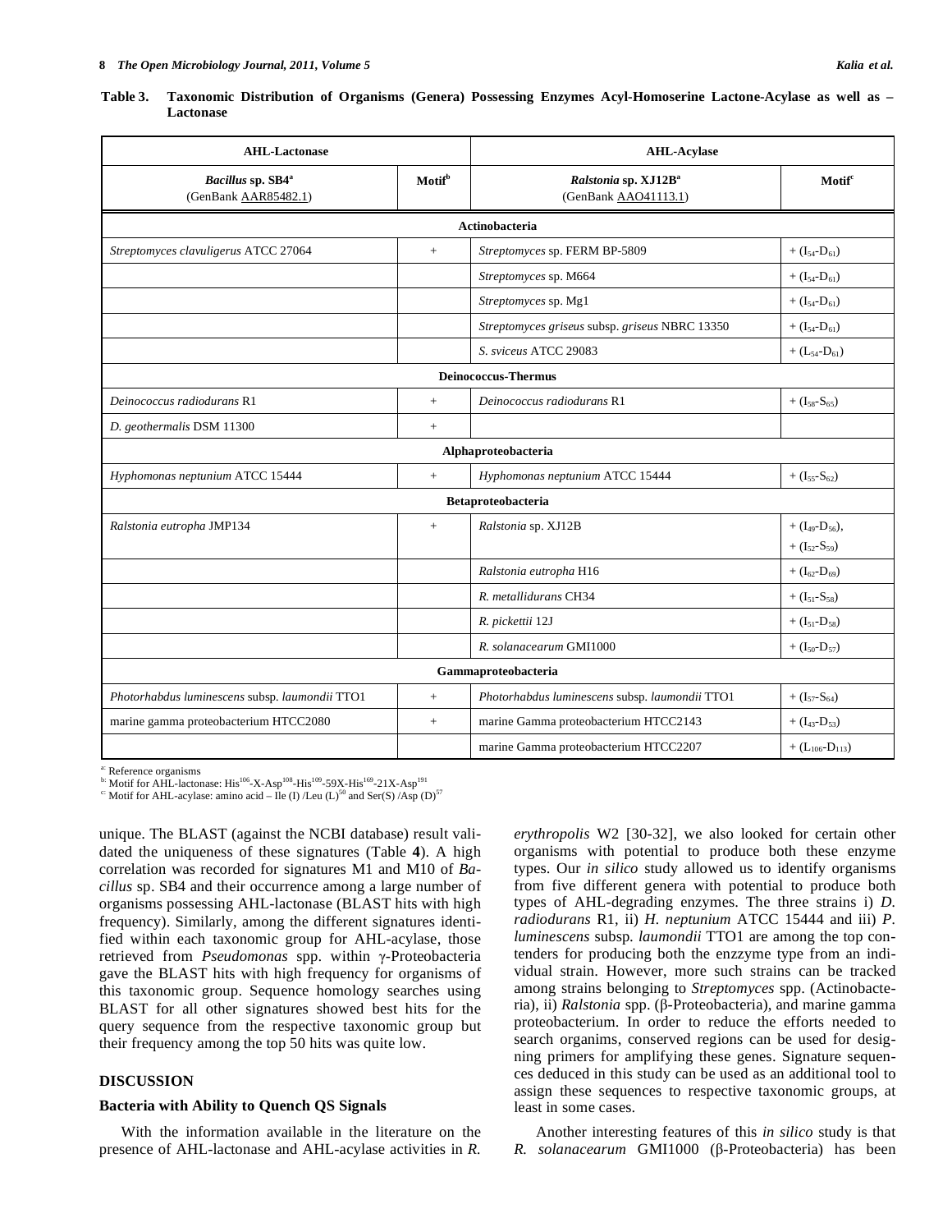**Table 3. Taxonomic Distribution of Organisms (Genera) Possessing Enzymes Acyl-Homoserine Lactone-Acylase as well as –Lactonase**

| AHL-Lactonase | | AHL-Acylase | |
|---|---|---|---|
| *Bacillus* sp. SB4[a] (GenBank AAR85482.1) | Motif[b] | *Ralstonia* sp. XJ12B[a] (GenBank AAO41113.1) | Motif[c] |
| **Actinobacteria** | | | |
| *Streptomyces clavuligerus* ATCC 27064 | + | *Streptomyces* sp. FERM BP-5809 | + ($I_{54}$-$D_{61}$) |
| | | *Streptomyces* sp. M664 | + ($I_{54}$-$D_{61}$) |
| | | *Streptomyces* sp. Mg1 | + ($I_{54}$-$D_{61}$) |
| | | *Streptomyces griseus* subsp. *griseus* NBRC 13350 | + ($I_{54}$-$D_{61}$) |
| | | *S. sviceus* ATCC 29083 | + ($L_{54}$-$D_{61}$) |
| **Deinococcus-Thermus** | | | |
| *Deinococcus radiodurans* R1 | + | *Deinococcus radiodurans* R1 | + ($I_{58}$-$S_{65}$) |
| *D. geothermalis* DSM 11300 | + | | |
| **Alphaproteobacteria** | | | |
| *Hyphomonas neptunium* ATCC 15444 | + | *Hyphomonas neptunium* ATCC 15444 | + ($I_{55}$-$S_{62}$) |
| **Betaproteobacteria** | | | |
| *Ralstonia eutropha* JMP134 | + | *Ralstonia* sp. XJ12B | + ($I_{49}$-$D_{56}$), + ($I_{52}$-$S_{59}$) |
| | | *Ralstonia eutropha* H16 | + ($I_{62}$-$D_{69}$) |
| | | *R. metallidurans* CH34 | + ($I_{51}$-$S_{58}$) |
| | | *R. pickettii* 12J | + ($I_{51}$-$D_{58}$) |
| | | *R. solanacearum* GMI1000 | + ($I_{50}$-$D_{57}$) |
| **Gammaproteobacteria** | | | |
| *Photorhabdus luminescens* subsp. *laumondii* TTO1 | + | *Photorhabdus luminescens* subsp. *laumondii* TTO1 | + ($I_{57}$-$S_{64}$) |
| marine gamma proteobacterium HTCC2080 | + | marine Gamma proteobacterium HTCC2143 | + ($I_{43}$-$D_{53}$) |
| | | marine Gamma proteobacterium HTCC2207 | + ($L_{106}$-$D_{113}$) |

[a] Reference organisms
[b] Motif for AHL-lactonase: $His^{106}$-X-$Asp^{108}$-$His^{109}$-59X-$His^{169}$-21X-$Asp^{191}$
[c] Motif for AHL-acylase: amino acid – Ile (I) /Leu (L)$^{50}$ and Ser(S) /Asp (D)$^{57}$

unique. The BLAST (against the NCBI database) result validated the uniqueness of these signatures (Table **4**). A high correlation was recorded for signatures M1 and M10 of *Bacillus* sp. SB4 and their occurrence among a large number of organisms possessing AHL-lactonase (BLAST hits with high frequency). Similarly, among the different signatures identified within each taxonomic group for AHL-acylase, those retrieved from *Pseudomonas* spp. within γ-Proteobacteria gave the BLAST hits with high frequency for organisms of this taxonomic group. Sequence homology searches using BLAST for all other signatures showed best hits for the query sequence from the respective taxonomic group but their frequency among the top 50 hits was quite low.

## DISCUSSION

### Bacteria with Ability to Quench QS Signals

With the information available in the literature on the presence of AHL-lactonase and AHL-acylase activities in *R. erythropolis* W2 [30-32], we also looked for certain other organisms with potential to produce both these enzyme types. Our *in silico* study allowed us to identify organisms from five different genera with potential to produce both types of AHL-degrading enzymes. The three strains i) *D. radiodurans* R1, ii) *H. neptunium* ATCC 15444 and iii) *P. luminescens* subsp. *laumondii* TTO1 are among the top contenders for producing both the enzzyme type from an individual strain. However, more such strains can be tracked among strains belonging to *Streptomyces* spp. (Actinobacteria), ii) *Ralstonia* spp. (β-Proteobacteria), and marine gamma proteobacterium. In order to reduce the efforts needed to search organims, conserved regions can be used for designing primers for amplifying these genes. Signature sequences deduced in this study can be used as an additional tool to assign these sequences to respective taxonomic groups, at least in some cases.

Another interesting features of this *in silico* study is that *R. solanacearum* GMI1000 (β-Proteobacteria) has been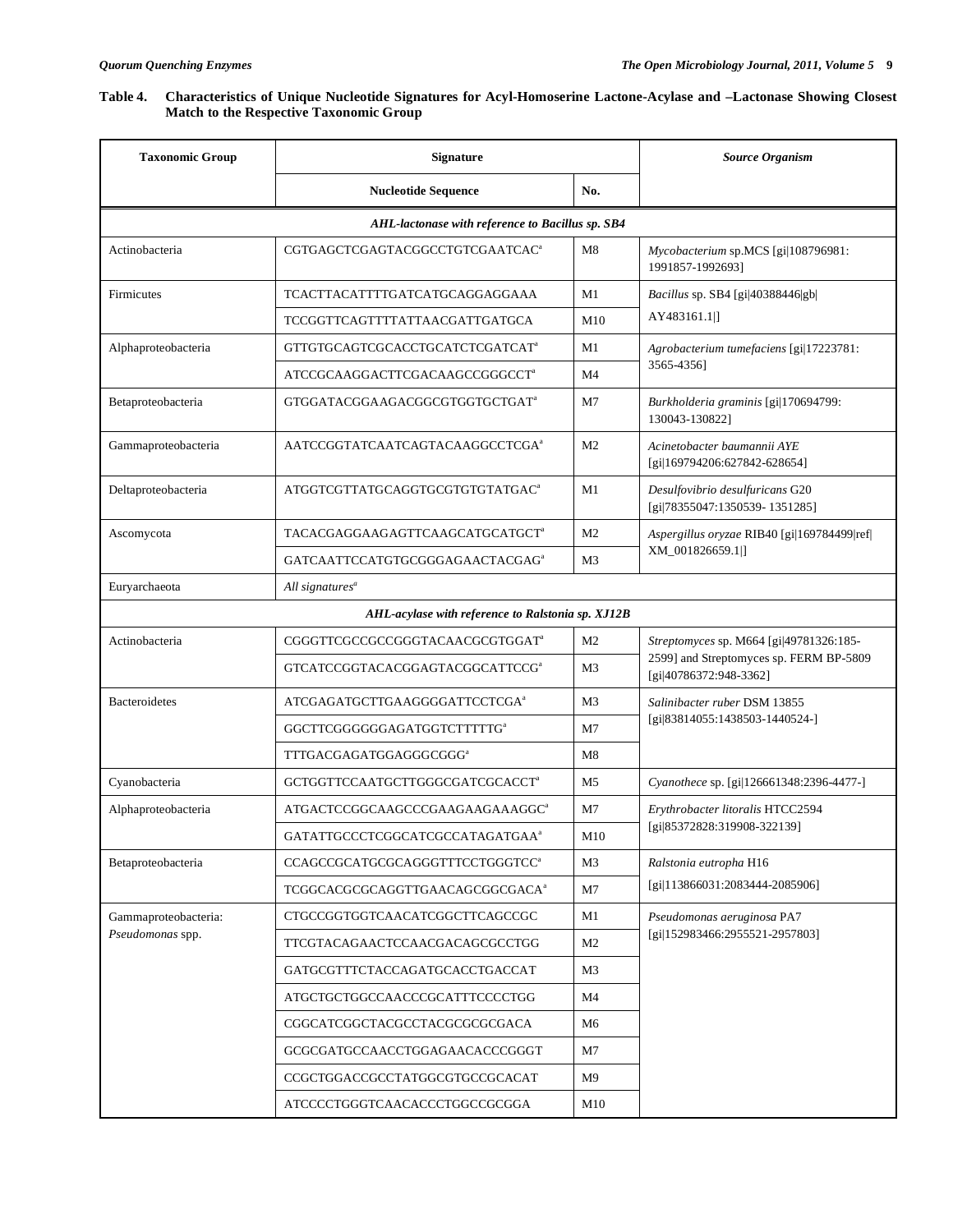**Table 4. Characteristics of Unique Nucleotide Signatures for Acyl-Homoserine Lactone-Acylase and –Lactonase Showing Closest Match to the Respective Taxonomic Group**

| Taxonomic Group | Signature | | *Source Organism* |
|---|---|---|---|
| | **Nucleotide Sequence** | **No.** | |
| ***AHL-lactonase with reference to Bacillus sp. SB4*** | | | |
| Actinobacteria | CGTGAGCTCGAGTACGGCCTGTCGAATCAC[a] | M8 | *Mycobacterium* sp.MCS [gi\|108796981: 1991857-1992693] |
| Firmicutes | TCACTTACATTTTGATCATGCAGGAGGAAA | M1 | *Bacillus* sp. SB4 [gi\|40388446\|gb\|AY483161.1\|] |
| | TCCGGTTCAGTTTTATTAACGATTGATGCA | M10 | |
| Alphaproteobacteria | GTTGTGCAGTCGCACCTGCATCTCGATCAT[a] | M1 | *Agrobacterium tumefaciens* [gi\|17223781: 3565-4356] |
| | ATCCGCAAGGACTTCGACAAGCCGGGCCT[a] | M4 | |
| Betaproteobacteria | GTGGATACGGAAGACGGCGTGGTGCTGAT[a] | M7 | *Burkholderia graminis* [gi\|170694799: 130043-130822] |
| Gammaproteobacteria | AATCCGGTATCAATCAGTACAAGGCCTCGA[a] | M2 | *Acinetobacter baumannii AYE* [gi\|169794206:627842-628654] |
| Deltaproteobacteria | ATGGTCGTTATGCAGGTGCGTGTGTATGAC[a] | M1 | *Desulfovibrio desulfuricans* G20 [gi\|78355047:1350539- 1351285] |
| Ascomycota | TACACGAGGAAGAGTTCAAGCATGCATGCT[a] | M2 | *Aspergillus oryzae* RIB40 [gi\|169784499\|ref\|XM_001826659.1\|] |
| | GATCAATTCCATGTGCGGGAGAACTACGAG[a] | M3 | |
| Euryarchaeota | *All signatures[a]* | | |
| ***AHL-acylase with reference to Ralstonia sp. XJ12B*** | | | |
| Actinobacteria | CGGGTTCGCCGCCGGGTACAACGCGTGGAT[a] | M2 | *Streptomyces* sp. M664 [gi\|49781326:185-2599] and Streptomyces sp. FERM BP-5809 [gi\|40786372:948-3362] |
| | GTCATCCGGTACACGGAGTACGGCATTCCG[a] | M3 | |
| Bacteroidetes | ATCGAGATGCTTGAAGGGGATTCCTCGA[a] | M3 | *Salinibacter ruber* DSM 13855 [gi\|83814055:1438503-1440524-] |
| | GGCTTCGGGGGGAGATGGTCTTTTTG[a] | M7 | |
| | TTTGACGAGATGGAGGGCGGG[a] | M8 | |
| Cyanobacteria | GCTGGTTCCAATGCTTGGGCGATCGCACCT[a] | M5 | *Cyanothece* sp. [gi\|126661348:2396-4477-] |
| Alphaproteobacteria | ATGACTCCGGCAAGCCCGAAGAAGAAAGGC[a] | M7 | *Erythrobacter litoralis* HTCC2594 [gi\|85372828:319908-322139] |
| | GATATTGCCCTCGGCATCGCCATAGATGAA[a] | M10 | |
| Betaproteobacteria | CCAGCCGCATGCGCAGGGTTTCCTGGGTCC[a] | M3 | *Ralstonia eutropha* H16 [gi\|113866031:2083444-2085906] |
| | TCGGCACGCGCAGGTTGAACAGCGGCGACA[a] | M7 | |
| Gammaproteobacteria: *Pseudomonas* spp. | CTGCCGGTGGTCAACATCGGCTTCAGCCGC | M1 | *Pseudomonas aeruginosa* PA7 [gi\|152983466:2955521-2957803] |
| | TTCGTACAGAACTCCAACGACAGCGCCTGG | M2 | |
| | GATGCGTTTCTACCAGATGCACCTGACCAT | M3 | |
| | ATGCTGCTGGCCAACCCGCATTTCCCCTGG | M4 | |
| | CGGCATCGGCTACGCCTACGCGCGCGACA | M6 | |
| | GCGCGATGCCAACCTGGAGAACACCCGGGT | M7 | |
| | CCGCTGGACCGCCTATGGCGTGCCGCACAT | M9 | |
| | ATCCCCTGGGTCAACACCCTGGCCGCGGA | M10 | |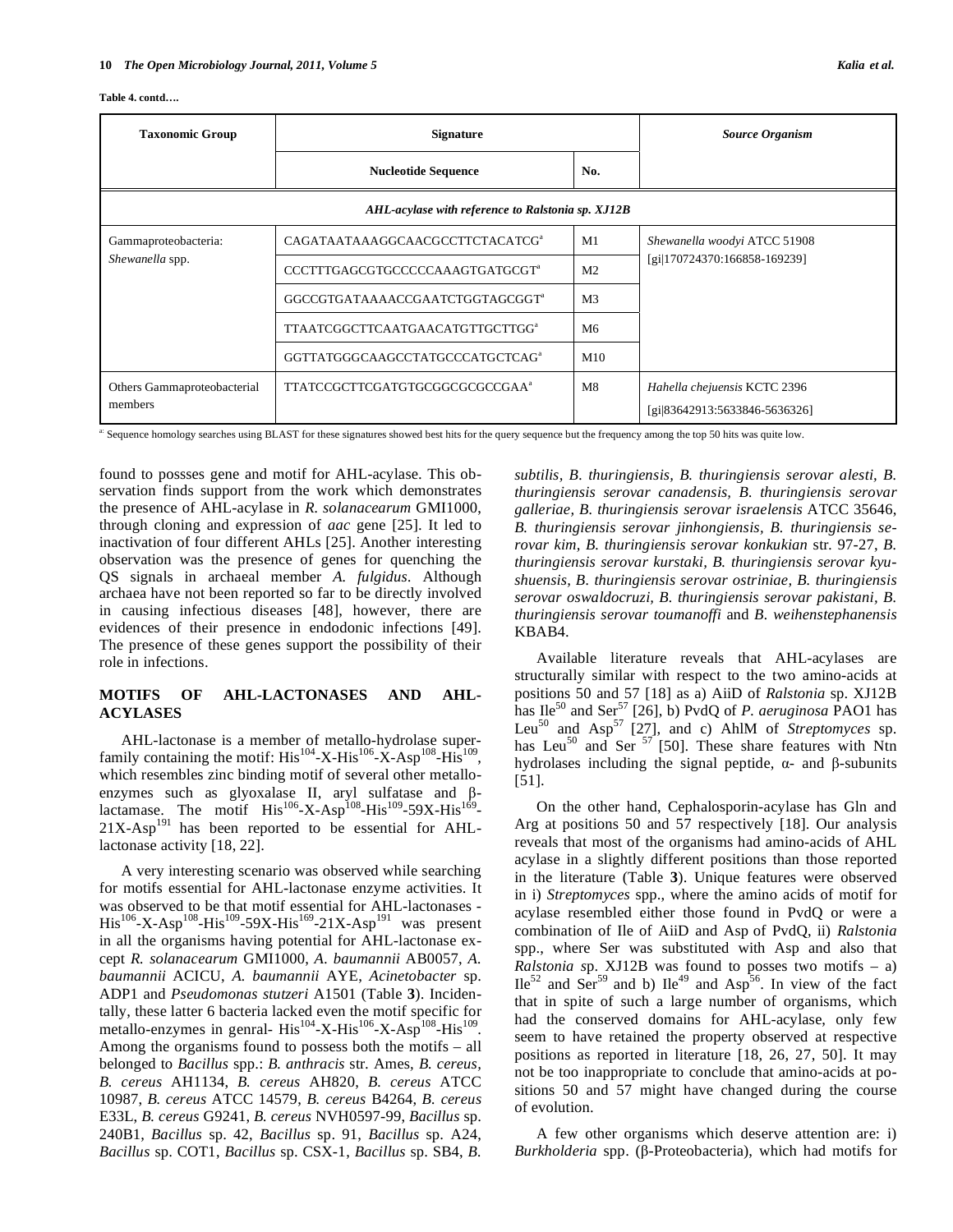**Table 4. contd….**

| Taxonomic Group | Signature | | Source Organism |
|---|---|---|---|
| | Nucleotide Sequence | No. | |
| *AHL-acylase with reference to Ralstonia sp. XJ12B* | | | |
| Gammaproteobacteria: *Shewanella* spp. | CAGATAATAAAGGCAACGCCTTCTACATCG[a] | M1 | *Shewanella woodyi* ATCC 51908 [gi\|170724370:166858-169239] |
| | CCCTTTGAGCGTGCCCCCAAAGTGATGCGT[a] | M2 | |
| | GGCCGTGATAAAACCGAATCTGGTAGCGGT[a] | M3 | |
| | TTAATCGGCTTCAATGAACATGTTGCTTGG[a] | M6 | |
| | GGTTATGGGCAAGCCTATGCCCATGCTCAG[a] | M10 | |
| Others Gammaproteobacterial members | TTATCCGCTTCGATGTGCGGCGCGCCGAA[a] | M8 | *Hahella chejuensis* KCTC 2396 [gi\|83642913:5633846-5636326] |

[a]: Sequence homology searches using BLAST for these signatures showed best hits for the query sequence but the frequency among the top 50 hits was quite low.

found to possses gene and motif for AHL-acylase. This observation finds support from the work which demonstrates the presence of AHL-acylase in *R. solanacearum* GMI1000, through cloning and expression of *aac* gene [25]. It led to inactivation of four different AHLs [25]. Another interesting observation was the presence of genes for quenching the QS signals in archaeal member *A. fulgidus*. Although archaea have not been reported so far to be directly involved in causing infectious diseases [48], however, there are evidences of their presence in endodonic infections [49]. The presence of these genes support the possibility of their role in infections.

## MOTIFS OF AHL-LACTONASES AND AHL-ACYLASES

AHL-lactonase is a member of metallo-hydrolase superfamily containing the motif: His$^{104}$-X-His$^{106}$-X-Asp$^{108}$-His$^{109}$, which resembles zinc binding motif of several other metalloenzymes such as glyoxalase II, aryl sulfatase and β-lactamase. The motif His$^{106}$-X-Asp$^{108}$-His$^{109}$-59X-His$^{169}$-21X-Asp$^{191}$ has been reported to be essential for AHL-lactonase activity [18, 22].

A very interesting scenario was observed while searching for motifs essential for AHL-lactonase enzyme activities. It was observed to be that motif essential for AHL-lactonases - His$^{106}$-X-Asp$^{108}$-His$^{109}$-59X-His$^{169}$-21X-Asp$^{191}$ was present in all the organisms having potential for AHL-lactonase except *R. solanacearum* GMI1000, *A. baumannii* AB0057, *A. baumannii* ACICU, *A. baumannii* AYE, *Acinetobacter* sp. ADP1 and *Pseudomonas stutzeri* A1501 (Table **3**). Incidentally, these latter 6 bacteria lacked even the motif specific for metallo-enzymes in genral- His$^{104}$-X-His$^{106}$-X-Asp$^{108}$-His$^{109}$. Among the organisms found to possess both the motifs – all belonged to *Bacillus* spp.: *B. anthracis* str. Ames, *B. cereus*, *B. cereus* AH1134, *B. cereus* AH820, *B. cereus* ATCC 10987, *B. cereus* ATCC 14579, *B. cereus* B4264, *B. cereus* E33L, *B. cereus* G9241, *B. cereus* NVH0597-99, *Bacillus* sp. 240B1, *Bacillus* sp. 42, *Bacillus* sp. 91, *Bacillus* sp. A24, *Bacillus* sp. COT1, *Bacillus* sp. CSX-1, *Bacillus* sp. SB4, *B. subtilis*, *B. thuringiensis, B. thuringiensis serovar alesti, B. thuringiensis serovar canadensis, B. thuringiensis serovar galleriae, B. thuringiensis serovar israelensis* ATCC 35646, *B. thuringiensis serovar jinhongiensis, B. thuringiensis serovar kim, B. thuringiensis serovar konkukian* str. 97-27, *B. thuringiensis serovar kurstaki, B. thuringiensis serovar kyushuensis, B. thuringiensis serovar ostriniae, B. thuringiensis serovar oswaldocruzi, B. thuringiensis serovar pakistani, B. thuringiensis serovar toumanoffi* and *B. weihenstephanensis* KBAB4.

Available literature reveals that AHL-acylases are structurally similar with respect to the two amino-acids at positions 50 and 57 [18] as a) AiiD of *Ralstonia* sp. XJ12B has Ile$^{50}$ and Ser$^{57}$ [26], b) PvdQ of *P. aeruginosa* PAO1 has Leu$^{50}$ and Asp$^{57}$ [27], and c) AhlM of *Streptomyces* sp. has Leu$^{50}$ and Ser $^{57}$ [50]. These share features with Ntn hydrolases including the signal peptide, α- and β-subunits [51].

On the other hand, Cephalosporin-acylase has Gln and Arg at positions 50 and 57 respectively [18]. Our analysis reveals that most of the organisms had amino-acids of AHL acylase in a slightly different positions than those reported in the literature (Table **3**). Unique features were observed in i) *Streptomyces* spp., where the amino acids of motif for acylase resembled either those found in PvdQ or were a combination of Ile of AiiD and Asp of PvdQ, ii) *Ralstonia* spp., where Ser was substituted with Asp and also that *Ralstonia s*p. XJ12B was found to posses two motifs – a) Ile$^{52}$ and Ser$^{59}$ and b) Ile$^{49}$ and Asp$^{56}$. In view of the fact that in spite of such a large number of organisms, which had the conserved domains for AHL-acylase, only few seem to have retained the property observed at respective positions as reported in literature [18, 26, 27, 50]. It may not be too inappropriate to conclude that amino-acids at positions 50 and 57 might have changed during the course of evolution.

A few other organisms which deserve attention are: i) *Burkholderia* spp. (β-Proteobacteria), which had motifs for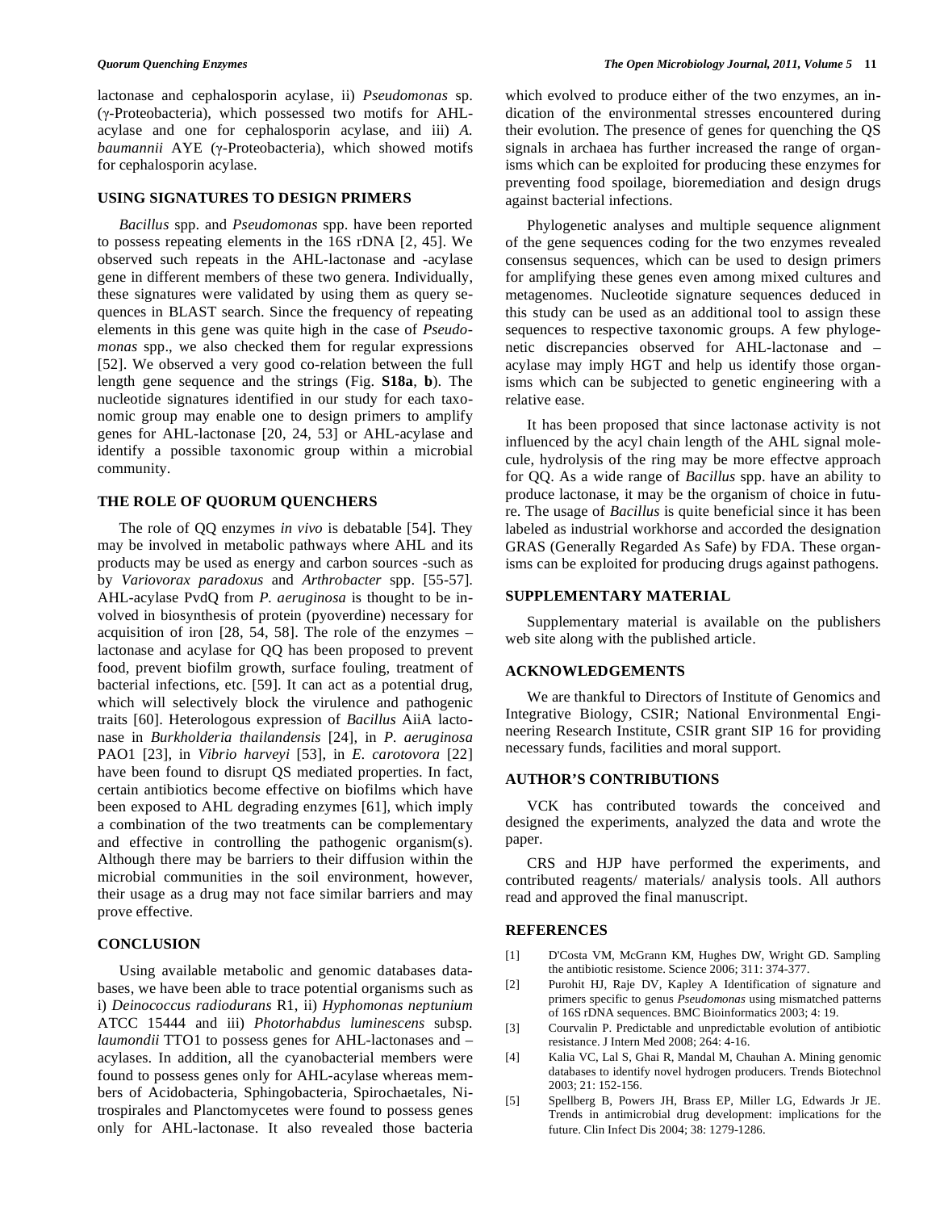lactonase and cephalosporin acylase, ii) *Pseudomonas* sp. (γ-Proteobacteria), which possessed two motifs for AHL-acylase and one for cephalosporin acylase, and iii) *A. baumannii* AYE (γ-Proteobacteria), which showed motifs for cephalosporin acylase.

## USING SIGNATURES TO DESIGN PRIMERS

*Bacillus* spp. and *Pseudomonas* spp. have been reported to possess repeating elements in the 16S rDNA [2, 45]. We observed such repeats in the AHL-lactonase and -acylase gene in different members of these two genera. Individually, these signatures were validated by using them as query sequences in BLAST search. Since the frequency of repeating elements in this gene was quite high in the case of *Pseudomonas* spp., we also checked them for regular expressions [52]. We observed a very good co-relation between the full length gene sequence and the strings (Fig. **S18a**, **b**). The nucleotide signatures identified in our study for each taxonomic group may enable one to design primers to amplify genes for AHL-lactonase [20, 24, 53] or AHL-acylase and identify a possible taxonomic group within a microbial community.

## THE ROLE OF QUORUM QUENCHERS

The role of QQ enzymes *in vivo* is debatable [54]. They may be involved in metabolic pathways where AHL and its products may be used as energy and carbon sources -such as by *Variovorax paradoxus* and *Arthrobacter* spp. [55-57]. AHL-acylase PvdQ from *P. aeruginosa* is thought to be involved in biosynthesis of protein (pyoverdine) necessary for acquisition of iron [28, 54, 58]. The role of the enzymes – lactonase and acylase for QQ has been proposed to prevent food, prevent biofilm growth, surface fouling, treatment of bacterial infections, etc. [59]. It can act as a potential drug, which will selectively block the virulence and pathogenic traits [60]. Heterologous expression of *Bacillus* AiiA lactonase in *Burkholderia thailandensis* [24], in *P. aeruginosa* PAO1 [23], in *Vibrio harveyi* [53], in *E. carotovora* [22] have been found to disrupt QS mediated properties. In fact, certain antibiotics become effective on biofilms which have been exposed to AHL degrading enzymes [61], which imply a combination of the two treatments can be complementary and effective in controlling the pathogenic organism(s). Although there may be barriers to their diffusion within the microbial communities in the soil environment, however, their usage as a drug may not face similar barriers and may prove effective.

## CONCLUSION

Using available metabolic and genomic databases databases, we have been able to trace potential organisms such as i) *Deinococcus radiodurans* R1, ii) *Hyphomonas neptunium* ATCC 15444 and iii) *Photorhabdus luminescens* subsp. *laumondii* TTO1 to possess genes for AHL-lactonases and –acylases. In addition, all the cyanobacterial members were found to possess genes only for AHL-acylase whereas members of Acidobacteria, Sphingobacteria, Spirochaetales, Nitrospirales and Planctomycetes were found to possess genes only for AHL-lactonase. It also revealed those bacteria which evolved to produce either of the two enzymes, an indication of the environmental stresses encountered during their evolution. The presence of genes for quenching the QS signals in archaea has further increased the range of organisms which can be exploited for producing these enzymes for preventing food spoilage, bioremediation and design drugs against bacterial infections.

Phylogenetic analyses and multiple sequence alignment of the gene sequences coding for the two enzymes revealed consensus sequences, which can be used to design primers for amplifying these genes even among mixed cultures and metagenomes. Nucleotide signature sequences deduced in this study can be used as an additional tool to assign these sequences to respective taxonomic groups. A few phylogenetic discrepancies observed for AHL-lactonase and –acylase may imply HGT and help us identify those organisms which can be subjected to genetic engineering with a relative ease.

It has been proposed that since lactonase activity is not influenced by the acyl chain length of the AHL signal molecule, hydrolysis of the ring may be more effectve approach for QQ. As a wide range of *Bacillus* spp. have an ability to produce lactonase, it may be the organism of choice in future. The usage of *Bacillus* is quite beneficial since it has been labeled as industrial workhorse and accorded the designation GRAS (Generally Regarded As Safe) by FDA. These organisms can be exploited for producing drugs against pathogens.

## SUPPLEMENTARY MATERIAL

Supplementary material is available on the publishers web site along with the published article.

## ACKNOWLEDGEMENTS

We are thankful to Directors of Institute of Genomics and Integrative Biology, CSIR; National Environmental Engineering Research Institute, CSIR grant SIP 16 for providing necessary funds, facilities and moral support.

## AUTHOR'S CONTRIBUTIONS

VCK has contributed towards the conceived and designed the experiments, analyzed the data and wrote the paper.

CRS and HJP have performed the experiments, and contributed reagents/ materials/ analysis tools. All authors read and approved the final manuscript.

## REFERENCES

[1] D'Costa VM, McGrann KM, Hughes DW, Wright GD. Sampling the antibiotic resistome. Science 2006; 311: 374-377.

[2] Purohit HJ, Raje DV, Kapley A Identification of signature and primers specific to genus *Pseudomonas* using mismatched patterns of 16S rDNA sequences. BMC Bioinformatics 2003; 4: 19.

[3] Courvalin P. Predictable and unpredictable evolution of antibiotic resistance. J Intern Med 2008; 264: 4-16.

[4] Kalia VC, Lal S, Ghai R, Mandal M, Chauhan A. Mining genomic databases to identify novel hydrogen producers. Trends Biotechnol 2003; 21: 152-156.

[5] Spellberg B, Powers JH, Brass EP, Miller LG, Edwards Jr JE. Trends in antimicrobial drug development: implications for the future. Clin Infect Dis 2004; 38: 1279-1286.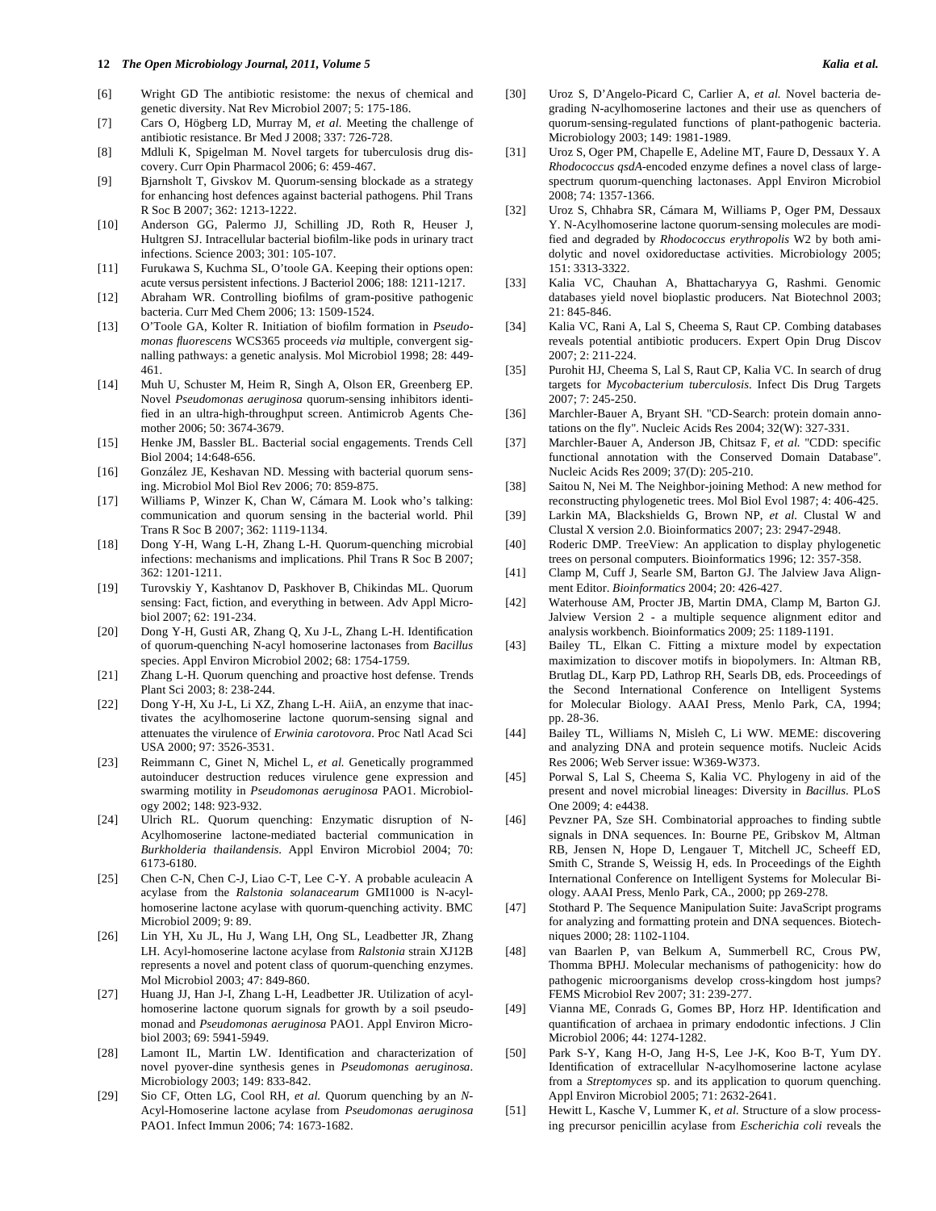[6] Wright GD The antibiotic resistome: the nexus of chemical and genetic diversity. Nat Rev Microbiol 2007; 5: 175-186.

[7] Cars O, Högberg LD, Murray M, *et al.* Meeting the challenge of antibiotic resistance. Br Med J 2008; 337: 726-728.

[8] Mdluli K, Spigelman M. Novel targets for tuberculosis drug discovery. Curr Opin Pharmacol 2006; 6: 459-467.

[9] Bjarnsholt T, Givskov M. Quorum-sensing blockade as a strategy for enhancing host defences against bacterial pathogens. Phil Trans R Soc B 2007; 362: 1213-1222.

[10] Anderson GG, Palermo JJ, Schilling JD, Roth R, Heuser J, Hultgren SJ. Intracellular bacterial biofilm-like pods in urinary tract infections. Science 2003; 301: 105-107.

[11] Furukawa S, Kuchma SL, O'toole GA. Keeping their options open: acute versus persistent infections. J Bacteriol 2006; 188: 1211-1217.

[12] Abraham WR. Controlling biofilms of gram-positive pathogenic bacteria. Curr Med Chem 2006; 13: 1509-1524.

[13] O'Toole GA, Kolter R. Initiation of biofilm formation in *Pseudomonas fluorescens* WCS365 proceeds *via* multiple, convergent signalling pathways: a genetic analysis. Mol Microbiol 1998; 28: 449-461.

[14] Muh U, Schuster M, Heim R, Singh A, Olson ER, Greenberg EP. Novel *Pseudomonas aeruginosa* quorum-sensing inhibitors identified in an ultra-high-throughput screen. Antimicrob Agents Chemother 2006; 50: 3674-3679.

[15] Henke JM, Bassler BL. Bacterial social engagements. Trends Cell Biol 2004; 14:648-656.

[16] González JE, Keshavan ND. Messing with bacterial quorum sensing. Microbiol Mol Biol Rev 2006; 70: 859-875.

[17] Williams P, Winzer K, Chan W, Cámara M. Look who's talking: communication and quorum sensing in the bacterial world. Phil Trans R Soc B 2007; 362: 1119-1134.

[18] Dong Y-H, Wang L-H, Zhang L-H. Quorum-quenching microbial infections: mechanisms and implications. Phil Trans R Soc B 2007; 362: 1201-1211.

[19] Turovskiy Y, Kashtanov D, Paskhover B, Chikindas ML. Quorum sensing: Fact, fiction, and everything in between. Adv Appl Microbiol 2007; 62: 191-234.

[20] Dong Y-H, Gusti AR, Zhang Q, Xu J-L, Zhang L-H. Identification of quorum-quenching N-acyl homoserine lactonases from *Bacillus* species. Appl Environ Microbiol 2002; 68: 1754-1759.

[21] Zhang L-H. Quorum quenching and proactive host defense. Trends Plant Sci 2003; 8: 238-244.

[22] Dong Y-H, Xu J-L, Li XZ, Zhang L-H. AiiA, an enzyme that inactivates the acylhomoserine lactone quorum-sensing signal and attenuates the virulence of *Erwinia carotovora*. Proc Natl Acad Sci USA 2000; 97: 3526-3531.

[23] Reimmann C, Ginet N, Michel L, *et al.* Genetically programmed autoinducer destruction reduces virulence gene expression and swarming motility in *Pseudomonas aeruginosa* PAO1. Microbiology 2002; 148: 923-932.

[24] Ulrich RL. Quorum quenching: Enzymatic disruption of N-Acylhomoserine lactone-mediated bacterial communication in *Burkholderia thailandensis*. Appl Environ Microbiol 2004; 70: 6173-6180.

[25] Chen C-N, Chen C-J, Liao C-T, Lee C-Y. A probable aculeacin A acylase from the *Ralstonia solanacearum* GMI1000 is N-acyl-homoserine lactone acylase with quorum-quenching activity. BMC Microbiol 2009; 9: 89.

[26] Lin YH, Xu JL, Hu J, Wang LH, Ong SL, Leadbetter JR, Zhang LH. Acyl-homoserine lactone acylase from *Ralstonia* strain XJ12B represents a novel and potent class of quorum-quenching enzymes. Mol Microbiol 2003; 47: 849-860.

[27] Huang JJ, Han J-I, Zhang L-H, Leadbetter JR. Utilization of acyl-homoserine lactone quorum signals for growth by a soil pseudomonad and *Pseudomonas aeruginosa* PAO1. Appl Environ Microbiol 2003; 69: 5941-5949.

[28] Lamont IL, Martin LW. Identification and characterization of novel pyover-dine synthesis genes in *Pseudomonas aeruginosa*. Microbiology 2003; 149: 833-842.

[29] Sio CF, Otten LG, Cool RH, *et al.* Quorum quenching by an *N*-Acyl-Homoserine lactone acylase from *Pseudomonas aeruginosa* PAO1. Infect Immun 2006; 74: 1673-1682.

[30] Uroz S, D'Angelo-Picard C, Carlier A, *et al.* Novel bacteria degrading N-acylhomoserine lactones and their use as quenchers of quorum-sensing-regulated functions of plant-pathogenic bacteria. Microbiology 2003; 149: 1981-1989.

[31] Uroz S, Oger PM, Chapelle E, Adeline MT, Faure D, Dessaux Y. A *Rhodococcus qsdA*-encoded enzyme defines a novel class of large-spectrum quorum-quenching lactonases. Appl Environ Microbiol 2008; 74: 1357-1366.

[32] Uroz S, Chhabra SR, Cámara M, Williams P, Oger PM, Dessaux Y. N-Acylhomoserine lactone quorum-sensing molecules are modified and degraded by *Rhodococcus erythropolis* W2 by both amidolytic and novel oxidoreductase activities. Microbiology 2005; 151: 3313-3322.

[33] Kalia VC, Chauhan A, Bhattacharyya G, Rashmi. Genomic databases yield novel bioplastic producers. Nat Biotechnol 2003; 21: 845-846.

[34] Kalia VC, Rani A, Lal S, Cheema S, Raut CP. Combing databases reveals potential antibiotic producers. Expert Opin Drug Discov 2007; 2: 211-224.

[35] Purohit HJ, Cheema S, Lal S, Raut CP, Kalia VC. In search of drug targets for *Mycobacterium tuberculosis*. Infect Dis Drug Targets 2007; 7: 245-250.

[36] Marchler-Bauer A, Bryant SH. "CD-Search: protein domain annotations on the fly". Nucleic Acids Res 2004; 32(W): 327-331.

[37] Marchler-Bauer A, Anderson JB, Chitsaz F, *et al.* "CDD: specific functional annotation with the Conserved Domain Database". Nucleic Acids Res 2009; 37(D): 205-210.

[38] Saitou N, Nei M. The Neighbor-joining Method: A new method for reconstructing phylogenetic trees. Mol Biol Evol 1987; 4: 406-425.

[39] Larkin MA, Blackshields G, Brown NP, *et al.* Clustal W and Clustal X version 2.0. Bioinformatics 2007; 23: 2947-2948.

[40] Roderic DMP. TreeView: An application to display phylogenetic trees on personal computers. Bioinformatics 1996; 12: 357-358.

[41] Clamp M, Cuff J, Searle SM, Barton GJ. The Jalview Java Alignment Editor. *Bioinformatics* 2004; 20: 426-427.

[42] Waterhouse AM, Procter JB, Martin DMA, Clamp M, Barton GJ. Jalview Version 2 - a multiple sequence alignment editor and analysis workbench. Bioinformatics 2009; 25: 1189-1191.

[43] Bailey TL, Elkan C. Fitting a mixture model by expectation maximization to discover motifs in biopolymers. In: Altman RB, Brutlag DL, Karp PD, Lathrop RH, Searls DB, eds. Proceedings of the Second International Conference on Intelligent Systems for Molecular Biology. AAAI Press, Menlo Park, CA, 1994; pp. 28-36.

[44] Bailey TL, Williams N, Misleh C, Li WW. MEME: discovering and analyzing DNA and protein sequence motifs. Nucleic Acids Res 2006; Web Server issue: W369-W373.

[45] Porwal S, Lal S, Cheema S, Kalia VC. Phylogeny in aid of the present and novel microbial lineages: Diversity in *Bacillus*. PLoS One 2009; 4: e4438.

[46] Pevzner PA, Sze SH. Combinatorial approaches to finding subtle signals in DNA sequences. In: Bourne PE, Gribskov M, Altman RB, Jensen N, Hope D, Lengauer T, Mitchell JC, Scheeff ED, Smith C, Strande S, Weissig H, eds. In Proceedings of the Eighth International Conference on Intelligent Systems for Molecular Biology. AAAI Press, Menlo Park, CA., 2000; pp 269-278.

[47] Stothard P. The Sequence Manipulation Suite: JavaScript programs for analyzing and formatting protein and DNA sequences. Biotechniques 2000; 28: 1102-1104.

[48] van Baarlen P, van Belkum A, Summerbell RC, Crous PW, Thomma BPHJ. Molecular mechanisms of pathogenicity: how do pathogenic microorganisms develop cross-kingdom host jumps? FEMS Microbiol Rev 2007; 31: 239-277.

[49] Vianna ME, Conrads G, Gomes BP, Horz HP. Identification and quantification of archaea in primary endodontic infections. J Clin Microbiol 2006; 44: 1274-1282.

[50] Park S-Y, Kang H-O, Jang H-S, Lee J-K, Koo B-T, Yum DY. Identification of extracellular N-acylhomoserine lactone acylase from a *Streptomyces* sp. and its application to quorum quenching. Appl Environ Microbiol 2005; 71: 2632-2641.

[51] Hewitt L, Kasche V, Lummer K, *et al.* Structure of a slow processing precursor penicillin acylase from *Escherichia coli* reveals the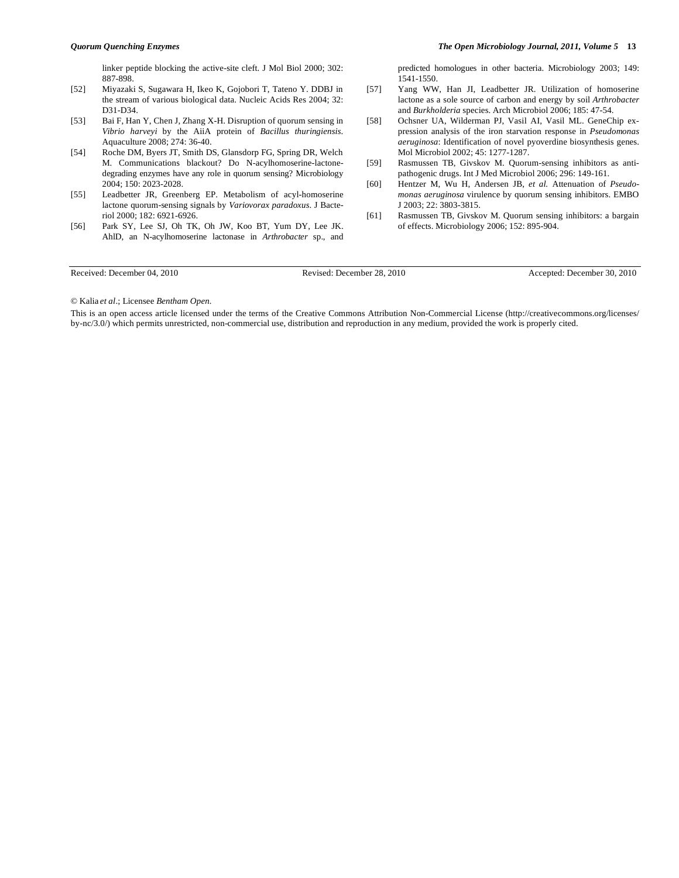linker peptide blocking the active-site cleft. J Mol Biol 2000; 302: 887-898.

[52] Miyazaki S, Sugawara H, Ikeo K, Gojobori T, Tateno Y. DDBJ in the stream of various biological data. Nucleic Acids Res 2004; 32: D31-D34.

[53] Bai F, Han Y, Chen J, Zhang X-H. Disruption of quorum sensing in *Vibrio harveyi* by the AiiA protein of *Bacillus thuringiensis*. Aquaculture 2008; 274: 36-40.

[54] Roche DM, Byers JT, Smith DS, Glansdorp FG, Spring DR, Welch M. Communications blackout? Do N-acylhomoserine-lactone-degrading enzymes have any role in quorum sensing? Microbiology 2004; 150: 2023-2028.

[55] Leadbetter JR, Greenberg EP. Metabolism of acyl-homoserine lactone quorum-sensing signals by *Variovorax paradoxus*. J Bacteriol 2000; 182: 6921-6926.

[56] Park SY, Lee SJ, Oh TK, Oh JW, Koo BT, Yum DY, Lee JK. AhlD, an N-acylhomoserine lactonase in *Arthrobacter* sp., and predicted homologues in other bacteria. Microbiology 2003; 149: 1541-1550.

[57] Yang WW, Han JI, Leadbetter JR. Utilization of homoserine lactone as a sole source of carbon and energy by soil *Arthrobacter* and *Burkholderia* species. Arch Microbiol 2006; 185: 47-54.

[58] Ochsner UA, Wilderman PJ, Vasil AI, Vasil ML. GeneChip expression analysis of the iron starvation response in *Pseudomonas aeruginosa*: Identification of novel pyoverdine biosynthesis genes. Mol Microbiol 2002; 45: 1277-1287.

[59] Rasmussen TB, Givskov M. Quorum-sensing inhibitors as anti-pathogenic drugs. Int J Med Microbiol 2006; 296: 149-161.

[60] Hentzer M, Wu H, Andersen JB, *et al.* Attenuation of *Pseudomonas aeruginosa* virulence by quorum sensing inhibitors. EMBO J 2003; 22: 3803-3815.

[61] Rasmussen TB, Givskov M. Quorum sensing inhibitors: a bargain of effects. Microbiology 2006; 152: 895-904.

Received: December 04, 2010 Revised: December 28, 2010 Accepted: December 30, 2010

© Kalia *et al*.; Licensee *Bentham Open*.

This is an open access article licensed under the terms of the Creative Commons Attribution Non-Commercial License (http://creativecommons.org/licenses/by-nc/3.0/) which permits unrestricted, non-commercial use, distribution and reproduction in any medium, provided the work is properly cited.